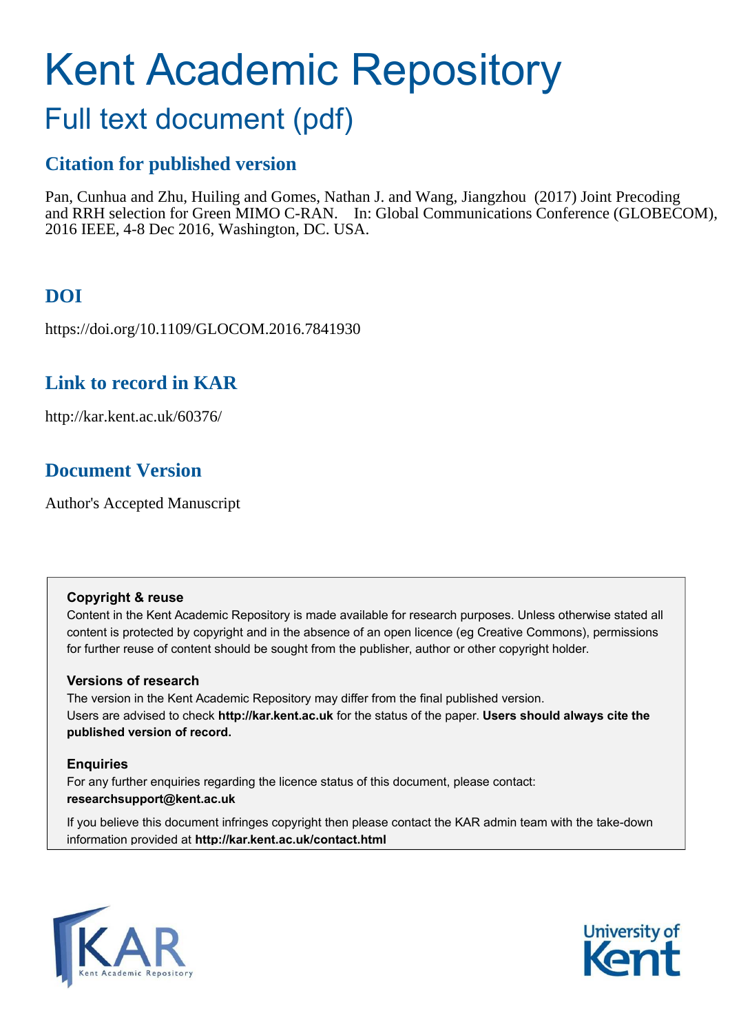# Kent Academic Repository

## Full text document (pdf)

### Citation for published version

Pan, Cunhua and Zhu, Huiling and Gomes, Nathan J. and Wang, Jiangzhou (2017) Joint Precoding and RRH selection for Green MIMO C-RAN. In: Global Communications Conference (GLOBECOM), 2016 IEEE, 4-8 Dec 2016, Washington, DC. USA.

### DOI

https://doi.org/10.1109/GLOCOM.2016.7841930

### Link to record in KAR

http://kar.kent.ac.uk/60376/

### Document Version

Author's Accepted Manuscript

**Copyright & reuse**

Content in the Kent Academic Repository is made available for research purposes. Unless otherwise stated all content is protected by copyright and in the absence of an open licence (eg Creative Commons), permissions for further reuse of content should be sought from the publisher, author or other copyright holder.

**Versions of research**

The version in the Kent Academic Repository may differ from the final published version. Users are advised to check **http://kar.kent.ac.uk** for the status of the paper. **Users should always cite the published version of record.**

**Enquiries**

For any further enquiries regarding the licence status of this document, please contact: **researchsupport@kent.ac.uk**

If you believe this document infringes copyright then please contact the KAR admin team with the take-down information provided at **http://kar.kent.ac.uk/contact.html**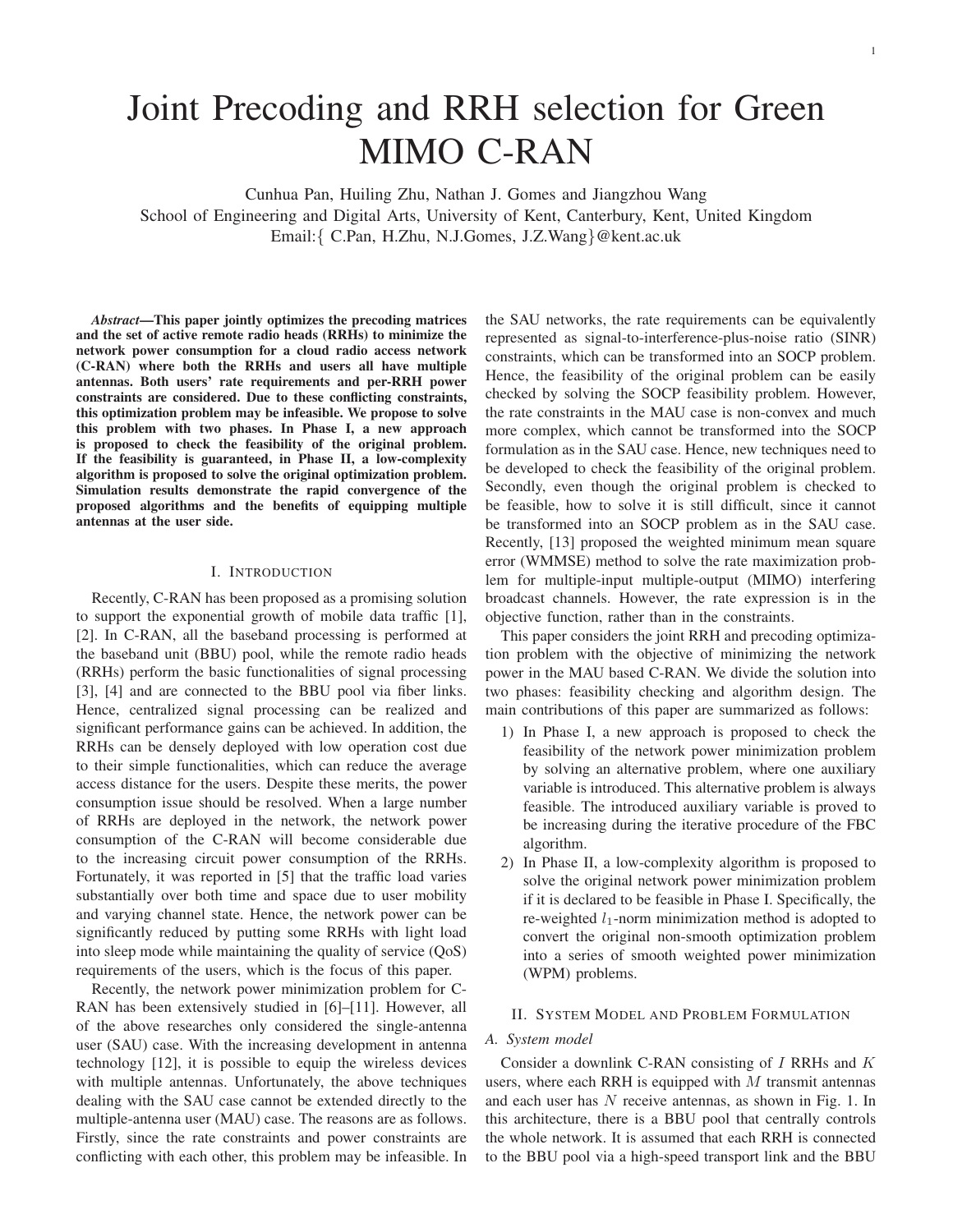# Joint Precoding and RRH selection for Green MIMO C-RAN

Cunhua Pan, Huiling Zhu, Nathan J. Gomes and Jiangzhou Wang
School of Engineering and Digital Arts, University of Kent, Canterbury, Kent, United Kingdom
Email:{ C.Pan, H.Zhu, N.J.Gomes, J.Z.Wang}@kent.ac.uk

***Abstract*—This paper jointly optimizes the precoding matrices and the set of active remote radio heads (RRHs) to minimize the network power consumption for a cloud radio access network (C-RAN) where both the RRHs and users all have multiple antennas. Both users' rate requirements and per-RRH power constraints are considered. Due to these conflicting constraints, this optimization problem may be infeasible. We propose to solve this problem with two phases. In Phase I, a new approach is proposed to check the feasibility of the original problem. If the feasibility is guaranteed, in Phase II, a low-complexity algorithm is proposed to solve the original optimization problem. Simulation results demonstrate the rapid convergence of the proposed algorithms and the benefits of equipping multiple antennas at the user side.**

## I. Introduction

Recently, C-RAN has been proposed as a promising solution to support the exponential growth of mobile data traffic [1], [2]. In C-RAN, all the baseband processing is performed at the baseband unit (BBU) pool, while the remote radio heads (RRHs) perform the basic functionalities of signal processing [3], [4] and are connected to the BBU pool via fiber links. Hence, centralized signal processing can be realized and significant performance gains can be achieved. In addition, the RRHs can be densely deployed with low operation cost due to their simple functionalities, which can reduce the average access distance for the users. Despite these merits, the power consumption issue should be resolved. When a large number of RRHs are deployed in the network, the network power consumption of the C-RAN will become considerable due to the increasing circuit power consumption of the RRHs. Fortunately, it was reported in [5] that the traffic load varies substantially over both time and space due to user mobility and varying channel state. Hence, the network power can be significantly reduced by putting some RRHs with light load into sleep mode while maintaining the quality of service (QoS) requirements of the users, which is the focus of this paper.

Recently, the network power minimization problem for C-RAN has been extensively studied in [6]–[11]. However, all of the above researches only considered the single-antenna user (SAU) case. With the increasing development in antenna technology [12], it is possible to equip the wireless devices with multiple antennas. Unfortunately, the above techniques dealing with the SAU case cannot be extended directly to the multiple-antenna user (MAU) case. The reasons are as follows. Firstly, since the rate constraints and power constraints are conflicting with each other, this problem may be infeasible. In the SAU networks, the rate requirements can be equivalently represented as signal-to-interference-plus-noise ratio (SINR) constraints, which can be transformed into an SOCP problem. Hence, the feasibility of the original problem can be easily checked by solving the SOCP feasibility problem. However, the rate constraints in the MAU case is non-convex and much more complex, which cannot be transformed into the SOCP formulation as in the SAU case. Hence, new techniques need to be developed to check the feasibility of the original problem. Secondly, even though the original problem is checked to be feasible, how to solve it is still difficult, since it cannot be transformed into an SOCP problem as in the SAU case. Recently, [13] proposed the weighted minimum mean square error (WMMSE) method to solve the rate maximization problem for multiple-input multiple-output (MIMO) interfering broadcast channels. However, the rate expression is in the objective function, rather than in the constraints.

This paper considers the joint RRH and precoding optimization problem with the objective of minimizing the network power in the MAU based C-RAN. We divide the solution into two phases: feasibility checking and algorithm design. The main contributions of this paper are summarized as follows:

1) In Phase I, a new approach is proposed to check the feasibility of the network power minimization problem by solving an alternative problem, where one auxiliary variable is introduced. This alternative problem is always feasible. The introduced auxiliary variable is proved to be increasing during the iterative procedure of the FBC algorithm.
2) In Phase II, a low-complexity algorithm is proposed to solve the original network power minimization problem if it is declared to be feasible in Phase I. Specifically, the re-weighted $l_1$-norm minimization method is adopted to convert the original non-smooth optimization problem into a series of smooth weighted power minimization (WPM) problems.

## II. System Model and Problem Formulation

### A. System model

Consider a downlink C-RAN consisting of $I$ RRHs and $K$ users, where each RRH is equipped with $M$ transmit antennas and each user has $N$ receive antennas, as shown in Fig. 1. In this architecture, there is a BBU pool that centrally controls the whole network. It is assumed that each RRH is connected to the BBU pool via a high-speed transport link and the BBU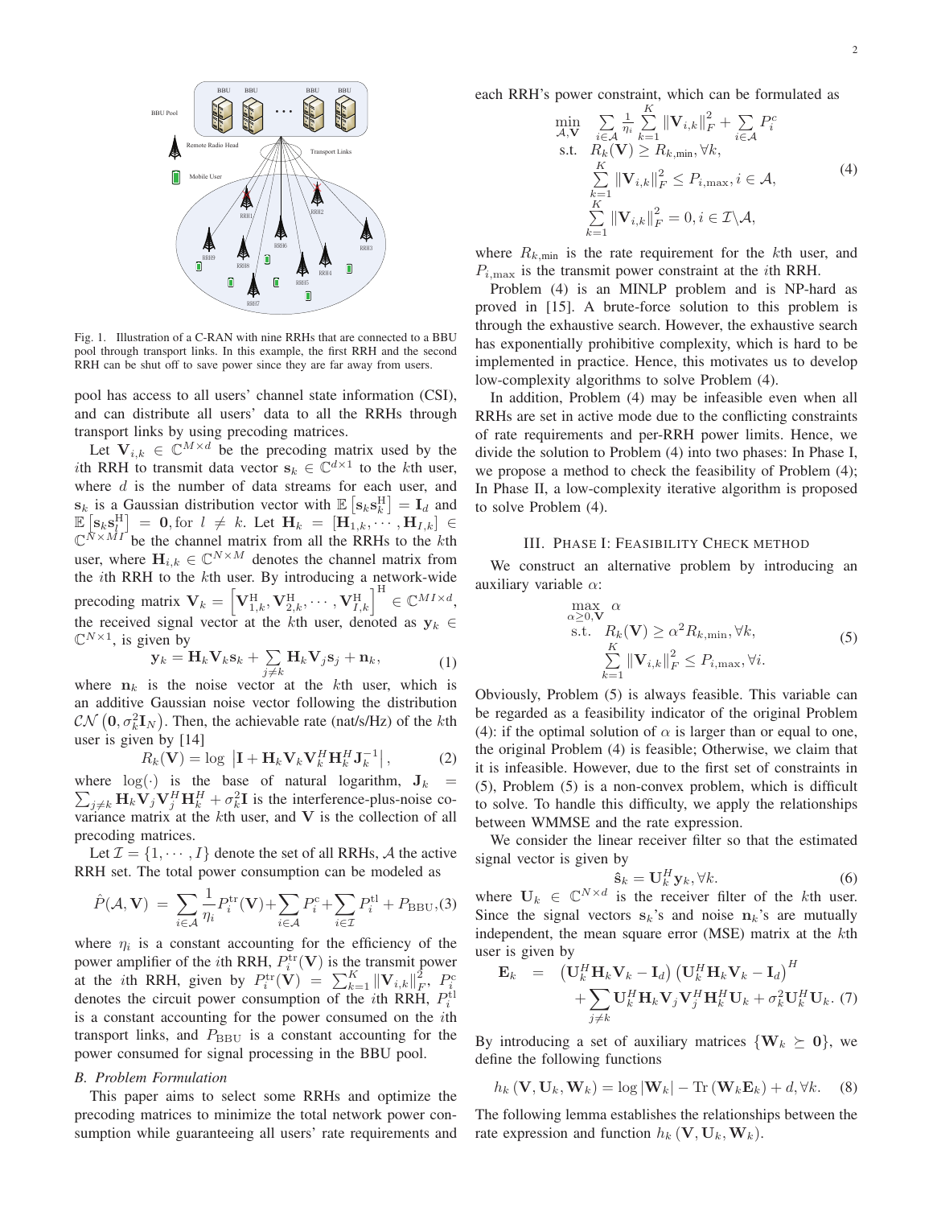Fig. 1. Illustration of a C-RAN with nine RRHs that are connected to a BBU pool through transport links. In this example, the first RRH and the second RRH can be shut off to save power since they are far away from users.

pool has access to all users' channel state information (CSI), and can distribute all users' data to all the RRHs through transport links by using precoding matrices.

Let $\mathbf{V}_{i,k} \in \mathbb{C}^{M\times d}$ be the precoding matrix used by the $i$th RRH to transmit data vector $\mathbf{s}_k \in \mathbb{C}^{d\times 1}$ to the $k$th user, where $d$ is the number of data streams for each user, and $\mathbf{s}_k$ is a Gaussian distribution vector with $\mathbb{E}\left[\mathbf{s}_k\mathbf{s}_k^{\rm H}\right] = \mathbf{I}_d$ and $\mathbb{E}\left[\mathbf{s}_k\mathbf{s}_l^{\rm H}\right] = \mathbf{0}, \text{for } l \neq k$. Let $\mathbf{H}_k = [\mathbf{H}_{1,k}, \cdots, \mathbf{H}_{I,k}] \in \mathbb{C}^{N\times MI}$ be the channel matrix from all the RRHs to the $k$th user, where $\mathbf{H}_{i,k} \in \mathbb{C}^{N\times M}$ denotes the channel matrix from the $i$th RRH to the $k$th user. By introducing a network-wide precoding matrix $\mathbf{V}_k = \left[\mathbf{V}_{1,k}^{\rm H}, \mathbf{V}_{2,k}^{\rm H}, \cdots, \mathbf{V}_{I,k}^{\rm H}\right]^{\rm H} \in \mathbb{C}^{MI\times d}$, the received signal vector at the $k$th user, denoted as $\mathbf{y}_k \in \mathbb{C}^{N\times 1}$, is given by

$$\mathbf{y}_k = \mathbf{H}_k\mathbf{V}_k\mathbf{s}_k + \sum_{j\neq k}\mathbf{H}_k\mathbf{V}_j\mathbf{s}_j + \mathbf{n}_k, \tag{1}$$

where $\mathbf{n}_k$ is the noise vector at the $k$th user, which is an additive Gaussian noise vector following the distribution $\mathcal{CN}\left(\mathbf{0}, \sigma_k^2\mathbf{I}_N\right)$. Then, the achievable rate (nat/s/Hz) of the $k$th user is given by [14]

$$R_k(\mathbf{V}) = \log\left|\mathbf{I} + \mathbf{H}_k\mathbf{V}_k\mathbf{V}_k^H\mathbf{H}_k^H\mathbf{J}_k^{-1}\right|, \tag{2}$$

where $\log(\cdot)$ is the base of natural logarithm, $\mathbf{J}_k = \sum_{j\neq k}\mathbf{H}_k\mathbf{V}_j\mathbf{V}_j^H\mathbf{H}_k^H + \sigma_k^2\mathbf{I}$ is the interference-plus-noise covariance matrix at the $k$th user, and $\mathbf{V}$ is the collection of all precoding matrices.

Let $\mathcal{I} = \{1, \cdots, I\}$ denote the set of all RRHs, $\mathcal{A}$ the active RRH set. The total power consumption can be modeled as

$$\hat{P}(\mathcal{A}, \mathbf{V}) = \sum_{i\in\mathcal{A}}\frac{1}{\eta_i}P_i^{\rm tr}(\mathbf{V}) + \sum_{i\in\mathcal{A}}P_i^{\rm c} + \sum_{i\in\mathcal{I}}P_i^{\rm tl} + P_{\rm BBU}, \tag{3}$$

where $\eta_i$ is a constant accounting for the efficiency of the power amplifier of the $i$th RRH, $P_i^{\rm tr}(\mathbf{V})$ is the transmit power at the $i$th RRH, given by $P_i^{\rm tr}(\mathbf{V}) = \sum_{k=1}^K\|\mathbf{V}_{i,k}\|_F^2$, $P_i^{\rm c}$ denotes the circuit power consumption of the $i$th RRH, $P_i^{\rm tl}$ is a constant accounting for the power consumed on the $i$th transport links, and $P_{\rm BBU}$ is a constant accounting for the power consumed for signal processing in the BBU pool.

### *B. Problem Formulation*

This paper aims to select some RRHs and optimize the precoding matrices to minimize the total network power consumption while guaranteeing all users' rate requirements and each RRH's power constraint, which can be formulated as

$$\begin{aligned}
\min_{\mathcal{A},\mathbf{V}} \quad & \sum_{i\in\mathcal{A}}\frac{1}{\eta_i}\sum_{k=1}^K\|\mathbf{V}_{i,k}\|_F^2 + \sum_{i\in\mathcal{A}}P_i^c \\
\text{s.t.} \quad & R_k(\mathbf{V}) \geq R_{k,\min}, \forall k, \\
& \sum_{k=1}^K\|\mathbf{V}_{i,k}\|_F^2 \leq P_{i,\max}, i\in\mathcal{A}, \\
& \sum_{k=1}^K\|\mathbf{V}_{i,k}\|_F^2 = 0, i\in\mathcal{I}\backslash\mathcal{A},
\end{aligned} \tag{4}$$

where $R_{k,\min}$ is the rate requirement for the $k$th user, and $P_{i,\max}$ is the transmit power constraint at the $i$th RRH.

Problem (4) is an MINLP problem and is NP-hard as proved in [15]. A brute-force solution to this problem is through the exhaustive search. However, the exhaustive search has exponentially prohibitive complexity, which is hard to be implemented in practice. Hence, this motivates us to develop low-complexity algorithms to solve Problem (4).

In addition, Problem (4) may be infeasible even when all RRHs are set in active mode due to the conflicting constraints of rate requirements and per-RRH power limits. Hence, we divide the solution to Problem (4) into two phases: In Phase I, we propose a method to check the feasibility of Problem (4); In Phase II, a low-complexity iterative algorithm is proposed to solve Problem (4).

## III. Phase I: Feasibility Check Method

We construct an alternative problem by introducing an auxiliary variable $\alpha$:

$$\begin{aligned}
\max_{\alpha\geq 0,\mathbf{V}} \quad & \alpha \\
\text{s.t.} \quad & R_k(\mathbf{V}) \geq \alpha^2 R_{k,\min}, \forall k, \\
& \sum_{k=1}^K\|\mathbf{V}_{i,k}\|_F^2 \leq P_{i,\max}, \forall i.
\end{aligned} \tag{5}$$

Obviously, Problem (5) is always feasible. This variable can be regarded as a feasibility indicator of the original Problem (4): if the optimal solution of $\alpha$ is larger than or equal to one, the original Problem (4) is feasible; Otherwise, we claim that it is infeasible. However, due to the first set of constraints in (5), Problem (5) is a non-convex problem, which is difficult to solve. To handle this difficulty, we apply the relationships between WMMSE and the rate expression.

We consider the linear receiver filter so that the estimated signal vector is given by

$$\hat{\mathbf{s}}_k = \mathbf{U}_k^H\mathbf{y}_k, \forall k. \tag{6}$$

where $\mathbf{U}_k \in \mathbb{C}^{N\times d}$ is the receiver filter of the $k$th user. Since the signal vectors $\mathbf{s}_k$'s and noise $\mathbf{n}_k$'s are mutually independent, the mean square error (MSE) matrix at the $k$th user is given by

$$\begin{aligned}
\mathbf{E}_k \;=\; & \left(\mathbf{U}_k^H\mathbf{H}_k\mathbf{V}_k - \mathbf{I}_d\right)\left(\mathbf{U}_k^H\mathbf{H}_k\mathbf{V}_k - \mathbf{I}_d\right)^H \\
& + \sum_{j\neq k}\mathbf{U}_k^H\mathbf{H}_k\mathbf{V}_j\mathbf{V}_j^H\mathbf{H}_k^H\mathbf{U}_k + \sigma_k^2\mathbf{U}_k^H\mathbf{U}_k.
\end{aligned} \tag{7}$$

By introducing a set of auxiliary matrices $\{\mathbf{W}_k \succeq \mathbf{0}\}$, we define the following functions

$$h_k\left(\mathbf{V}, \mathbf{U}_k, \mathbf{W}_k\right) = \log|\mathbf{W}_k| - \operatorname{Tr}\left(\mathbf{W}_k\mathbf{E}_k\right) + d, \forall k. \tag{8}$$

The following lemma establishes the relationships between the rate expression and function $h_k\left(\mathbf{V}, \mathbf{U}_k, \mathbf{W}_k\right)$.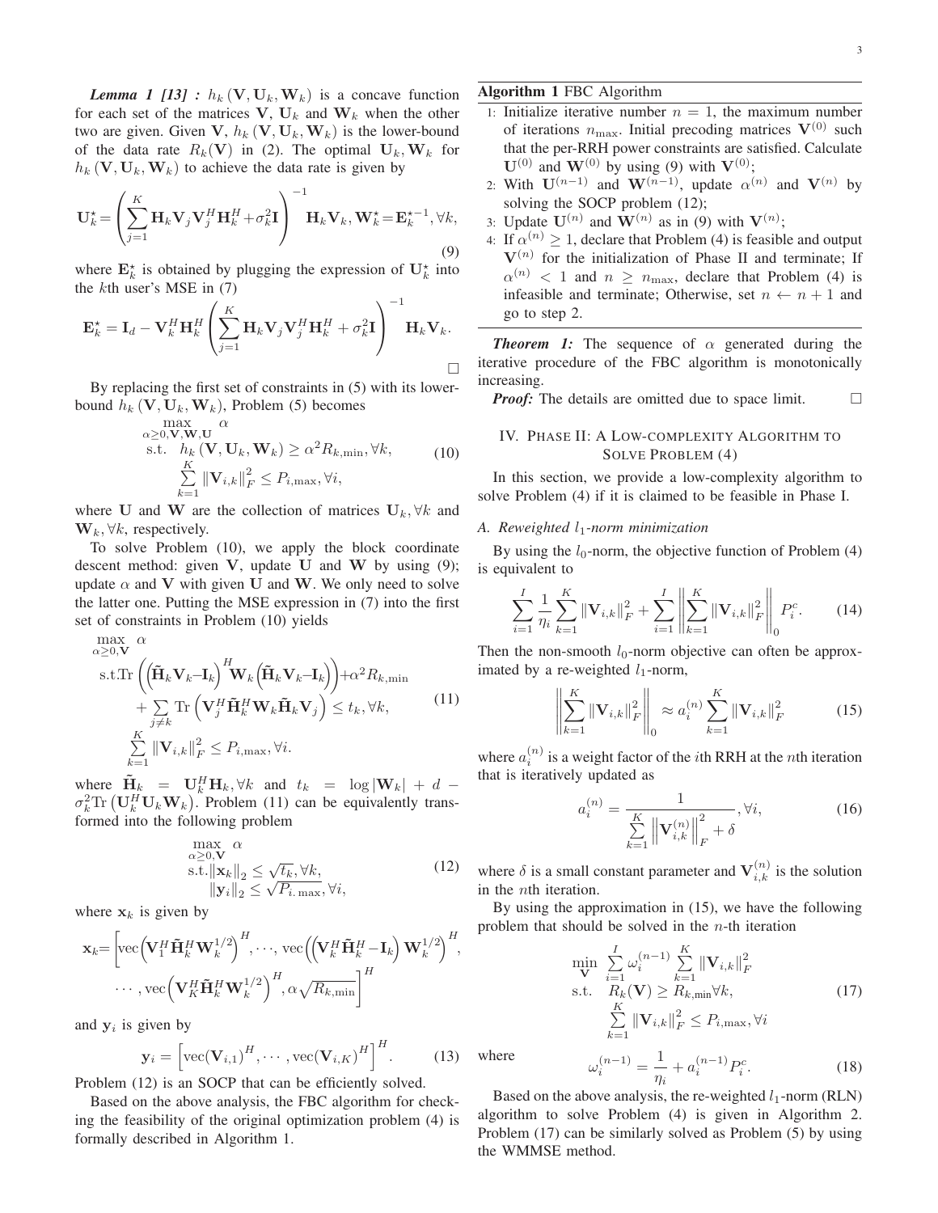***Lemma 1 [13] :*** $h_k(\mathbf{V}, \mathbf{U}_k, \mathbf{W}_k)$ is a concave function for each set of the matrices $\mathbf{V}$, $\mathbf{U}_k$ and $\mathbf{W}_k$ when the other two are given. Given $\mathbf{V}$, $h_k(\mathbf{V}, \mathbf{U}_k, \mathbf{W}_k)$ is the lower-bound of the data rate $R_k(\mathbf{V})$ in (2). The optimal $\mathbf{U}_k, \mathbf{W}_k$ for $h_k(\mathbf{V}, \mathbf{U}_k, \mathbf{W}_k)$ to achieve the data rate is given by

$$\mathbf{U}_k^{\star} = \left( \sum_{j=1}^{K} \mathbf{H}_k \mathbf{V}_j \mathbf{V}_j^H \mathbf{H}_k^H + \sigma_k^2 \mathbf{I} \right)^{-1} \mathbf{H}_k \mathbf{V}_k, \mathbf{W}_k^{\star} = \mathbf{E}_k^{\star -1}, \forall k, \tag{9}$$

where $\mathbf{E}_k^{\star}$ is obtained by plugging the expression of $\mathbf{U}_k^{\star}$ into the $k$th user's MSE in (7)

$$\mathbf{E}_k^{\star} = \mathbf{I}_d - \mathbf{V}_k^H \mathbf{H}_k^H \left( \sum_{j=1}^{K} \mathbf{H}_k \mathbf{V}_j \mathbf{V}_j^H \mathbf{H}_k^H + \sigma_k^2 \mathbf{I} \right)^{-1} \mathbf{H}_k \mathbf{V}_k.$$

□

By replacing the first set of constraints in (5) with its lower-bound $h_k(\mathbf{V}, \mathbf{U}_k, \mathbf{W}_k)$, Problem (5) becomes

$$\begin{aligned} \max_{\alpha \geq 0, \mathbf{V}, \mathbf{W}, \mathbf{U}} \ & \alpha \\ \text{s.t.} \ & h_k(\mathbf{V}, \mathbf{U}_k, \mathbf{W}_k) \geq \alpha^2 R_{k,\min}, \forall k, \\ & \sum_{k=1}^{K} \|\mathbf{V}_{i,k}\|_F^2 \leq P_{i,\max}, \forall i, \end{aligned} \tag{10}$$

where $\mathbf{U}$ and $\mathbf{W}$ are the collection of matrices $\mathbf{U}_k, \forall k$ and $\mathbf{W}_k, \forall k$, respectively.

To solve Problem (10), we apply the block coordinate descent method: given $\mathbf{V}$, update $\mathbf{U}$ and $\mathbf{W}$ by using (9); update $\alpha$ and $\mathbf{V}$ with given $\mathbf{U}$ and $\mathbf{W}$. We only need to solve the latter one. Putting the MSE expression in (7) into the first set of constraints in Problem (10) yields

$$\begin{aligned} \max_{\alpha \geq 0, \mathbf{V}} \ & \alpha \\ \text{s.t.} & \mathrm{Tr}\left( \left( \tilde{\mathbf{H}}_k \mathbf{V}_k - \mathbf{I}_k \right)^H \mathbf{W}_k \left( \tilde{\mathbf{H}}_k \mathbf{V}_k - \mathbf{I}_k \right) \right) + \alpha^2 R_{k,\min} \\ & + \sum_{j \neq k} \mathrm{Tr}\left( \mathbf{V}_j^H \tilde{\mathbf{H}}_k^H \mathbf{W}_k \tilde{\mathbf{H}}_k \mathbf{V}_j \right) \leq t_k, \forall k, \\ & \sum_{k=1}^{K} \|\mathbf{V}_{i,k}\|_F^2 \leq P_{i,\max}, \forall i. \end{aligned} \tag{11}$$

where $\tilde{\mathbf{H}}_k = \mathbf{U}_k^H \mathbf{H}_k, \forall k$ and $t_k = \log|\mathbf{W}_k| + d - \sigma_k^2 \mathrm{Tr}\left( \mathbf{U}_k^H \mathbf{U}_k \mathbf{W}_k \right)$. Problem (11) can be equivalently transformed into the following problem

$$\begin{aligned} \max_{\alpha \geq 0, \mathbf{V}} \ & \alpha \\ \text{s.t.} & \|\mathbf{x}_k\|_2 \leq \sqrt{t_k}, \forall k, \\ & \|\mathbf{y}_i\|_2 \leq \sqrt{P_{i.\max}}, \forall i, \end{aligned} \tag{12}$$

where $\mathbf{x}_k$ is given by

$$\begin{aligned} \mathbf{x}_k = \Big[ & \mathrm{vec}\left( \mathbf{V}_1^H \tilde{\mathbf{H}}_k^H \mathbf{W}_k^{1/2} \right)^H, \cdots, \mathrm{vec}\left( \left( \mathbf{V}_k^H \tilde{\mathbf{H}}_k^H - \mathbf{I}_k \right) \mathbf{W}_k^{1/2} \right)^H, \\ & \cdots, \mathrm{vec}\left( \mathbf{V}_K^H \tilde{\mathbf{H}}_k^H \mathbf{W}_k^{1/2} \right)^H, \alpha \sqrt{R_{k,\min}} \Big]^H \end{aligned}$$

and $\mathbf{y}_i$ is given by

$$\mathbf{y}_i = \left[ \mathrm{vec}(\mathbf{V}_{i,1})^H, \cdots, \mathrm{vec}(\mathbf{V}_{i,K})^H \right]^H. \tag{13}$$

Problem (12) is an SOCP that can be efficiently solved.

Based on the above analysis, the FBC algorithm for checking the feasibility of the original optimization problem (4) is formally described in Algorithm 1.

**Algorithm 1** FBC Algorithm

1: Initialize iterative number $n = 1$, the maximum number of iterations $n_{\max}$. Initial precoding matrices $\mathbf{V}^{(0)}$ such that the per-RRH power constraints are satisfied. Calculate $\mathbf{U}^{(0)}$ and $\mathbf{W}^{(0)}$ by using (9) with $\mathbf{V}^{(0)}$;
2: With $\mathbf{U}^{(n-1)}$ and $\mathbf{W}^{(n-1)}$, update $\alpha^{(n)}$ and $\mathbf{V}^{(n)}$ by solving the SOCP problem (12);
3: Update $\mathbf{U}^{(n)}$ and $\mathbf{W}^{(n)}$ as in (9) with $\mathbf{V}^{(n)}$;
4: If $\alpha^{(n)} \geq 1$, declare that Problem (4) is feasible and output $\mathbf{V}^{(n)}$ for the initialization of Phase II and terminate; If $\alpha^{(n)} < 1$ and $n \geq n_{\max}$, declare that Problem (4) is infeasible and terminate; Otherwise, set $n \leftarrow n + 1$ and go to step 2.

***Theorem 1:*** The sequence of $\alpha$ generated during the iterative procedure of the FBC algorithm is monotonically increasing.

***Proof:*** The details are omitted due to space limit. □

## IV. Phase II: A Low-complexity Algorithm to Solve Problem (4)

In this section, we provide a low-complexity algorithm to solve Problem (4) if it is claimed to be feasible in Phase I.

### *A. Reweighted $l_1$-norm minimization*

By using the $l_0$-norm, the objective function of Problem (4) is equivalent to

$$\sum_{i=1}^{I} \frac{1}{\eta_i} \sum_{k=1}^{K} \|\mathbf{V}_{i,k}\|_F^2 + \sum_{i=1}^{I} \left\| \sum_{k=1}^{K} \|\mathbf{V}_{i,k}\|_F^2 \right\|_0 P_i^c. \tag{14}$$

Then the non-smooth $l_0$-norm objective can often be approximated by a re-weighted $l_1$-norm,

$$\left\| \sum_{k=1}^{K} \|\mathbf{V}_{i,k}\|_F^2 \right\|_0 \approx a_i^{(n)} \sum_{k=1}^{K} \|\mathbf{V}_{i,k}\|_F^2 \tag{15}$$

where $a_i^{(n)}$ is a weight factor of the $i$th RRH at the $n$th iteration that is iteratively updated as

$$a_i^{(n)} = \frac{1}{\sum_{k=1}^{K} \left\| \mathbf{V}_{i,k}^{(n)} \right\|_F^2 + \delta}, \forall i, \tag{16}$$

where $\delta$ is a small constant parameter and $\mathbf{V}_{i,k}^{(n)}$ is the solution in the $n$th iteration.

By using the approximation in (15), we have the following problem that should be solved in the $n$-th iteration

$$\begin{aligned} \min_{\mathbf{V}} \ & \sum_{i=1}^{I} \omega_i^{(n-1)} \sum_{k=1}^{K} \|\mathbf{V}_{i,k}\|_F^2 \\ \text{s.t.} \ & R_k(\mathbf{V}) \geq R_{k,\min} \forall k, \\ & \sum_{k=1}^{K} \|\mathbf{V}_{i,k}\|_F^2 \leq P_{i,\max}, \forall i \end{aligned} \tag{17}$$

where

$$\omega_i^{(n-1)} = \frac{1}{\eta_i} + a_i^{(n-1)} P_i^c. \tag{18}$$

Based on the above analysis, the re-weighted $l_1$-norm (RLN) algorithm to solve Problem (4) is given in Algorithm 2. Problem (17) can be similarly solved as Problem (5) by using the WMMSE method.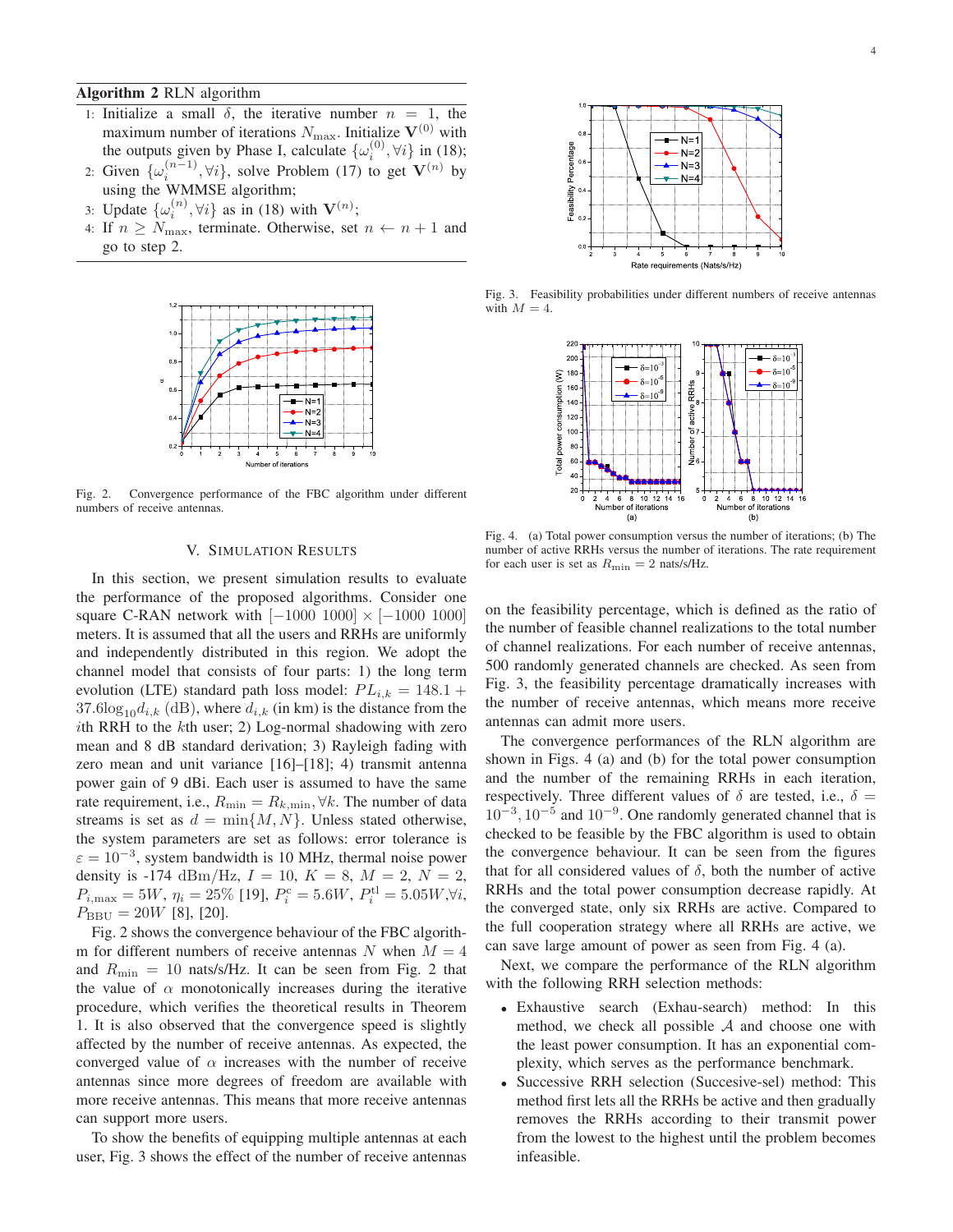**Algorithm 2** RLN algorithm

1: Initialize a small $\delta$, the iterative number $n = 1$, the maximum number of iterations $N_{\max}$. Initialize $\mathbf{V}^{(0)}$ with the outputs given by Phase I, calculate $\{\omega_i^{(0)}, \forall i\}$ in (18);
2: Given $\{\omega_i^{(n-1)}, \forall i\}$, solve Problem (17) to get $\mathbf{V}^{(n)}$ by using the WMMSE algorithm;
3: Update $\{\omega_i^{(n)}, \forall i\}$ as in (18) with $\mathbf{V}^{(n)}$;
4: If $n \geq N_{\max}$, terminate. Otherwise, set $n \leftarrow n + 1$ and go to step 2.

Fig. 2. Convergence performance of the FBC algorithm under different numbers of receive antennas.

## V. Simulation Results

In this section, we present simulation results to evaluate the performance of the proposed algorithms. Consider one square C-RAN network with $[-1000\ 1000] \times [-1000\ 1000]$ meters. It is assumed that all the users and RRHs are uniformly and independently distributed in this region. We adopt the channel model that consists of four parts: 1) the long term evolution (LTE) standard path loss model: $PL_{i,k} = 148.1 + 37.6\log_{10} d_{i,k}$ (dB), where $d_{i,k}$ (in km) is the distance from the $i$th RRH to the $k$th user; 2) Log-normal shadowing with zero mean and 8 dB standard derivation; 3) Rayleigh fading with zero mean and unit variance [16]–[18]; 4) transmit antenna power gain of 9 dBi. Each user is assumed to have the same rate requirement, i.e., $R_{\min} = R_{k,\min}, \forall k$. The number of data streams is set as $d = \min\{M, N\}$. Unless stated otherwise, the system parameters are set as follows: error tolerance is $\varepsilon = 10^{-3}$, system bandwidth is 10 MHz, thermal noise power density is -174 dBm/Hz, $I = 10$, $K = 8$, $M = 2$, $N = 2$, $P_{i,\max} = 5W$, $\eta_i = 25\%$ [19], $P_i^{\rm c} = 5.6W$, $P_i^{\rm tl} = 5.05W, \forall i$, $P_{\rm BBU} = 20W$ [8], [20].

Fig. 2 shows the convergence behaviour of the FBC algorithm for different numbers of receive antennas $N$ when $M = 4$ and $R_{\min} = 10$ nats/s/Hz. It can be seen from Fig. 2 that the value of $\alpha$ monotonically increases during the iterative procedure, which verifies the theoretical results in Theorem 1. It is also observed that the convergence speed is slightly affected by the number of receive antennas. As expected, the converged value of $\alpha$ increases with the number of receive antennas since more degrees of freedom are available with more receive antennas. This means that more receive antennas can support more users.

To show the benefits of equipping multiple antennas at each user, Fig. 3 shows the effect of the number of receive antennas on the feasibility percentage, which is defined as the ratio of the number of feasible channel realizations to the total number of channel realizations. For each number of receive antennas, 500 randomly generated channels are checked. As seen from Fig. 3, the feasibility percentage dramatically increases with the number of receive antennas, which means more receive antennas can admit more users.

Fig. 3. Feasibility probabilities under different numbers of receive antennas with $M = 4$.

Fig. 4. (a) Total power consumption versus the number of iterations; (b) The number of active RRHs versus the number of iterations. The rate requirement for each user is set as $R_{\min} = 2$ nats/s/Hz.

The convergence performances of the RLN algorithm are shown in Figs. 4 (a) and (b) for the total power consumption and the number of the remaining RRHs in each iteration, respectively. Three different values of $\delta$ are tested, i.e., $\delta = 10^{-3}, 10^{-5}$ and $10^{-9}$. One randomly generated channel that is checked to be feasible by the FBC algorithm is used to obtain the convergence behaviour. It can be seen from the figures that for all considered values of $\delta$, both the number of active RRHs and the total power consumption decrease rapidly. At the converged state, only six RRHs are active. Compared to the full cooperation strategy where all RRHs are active, we can save large amount of power as seen from Fig. 4 (a).

Next, we compare the performance of the RLN algorithm with the following RRH selection methods:

- Exhaustive search (Exhau-search) method: In this method, we check all possible $\mathcal{A}$ and choose one with the least power consumption. It has an exponential complexity, which serves as the performance benchmark.
- Successive RRH selection (Succesive-sel) method: This method first lets all the RRHs be active and then gradually removes the RRHs according to their transmit power from the lowest to the highest until the problem becomes infeasible.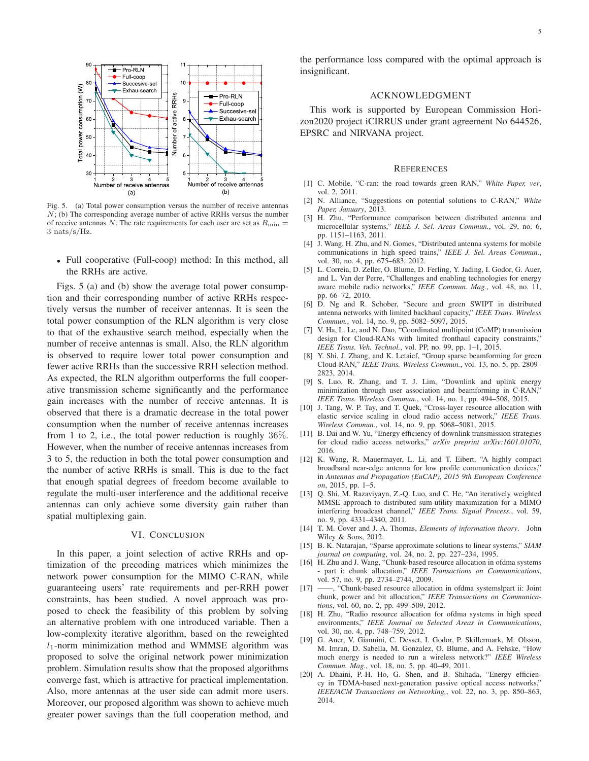(a)

90
80
70
60
50
40
30

Total power consumption (W)

1 2 3 4 5

Number of receive antennas

Pro-RLN
Full-coop
Succesive-sel
Exhau-search

(b)

11
10
9
8
7
6
5

Number of active RRHs

1 2 3 4 5

Number of receive antennas

Pro-RLN
Full-coop
Succesive-sel
Exhau-search

Fig. 5. (a) Total power consumption versus the number of receive antennas $N$; (b) The corresponding average number of active RRHs versus the number of receive antennas $N$. The rate requirements for each user are set as $R_{\min} = 3$ nats/s/Hz.

- Full cooperative (Full-coop) method: In this method, all the RRHs are active.

Figs. 5 (a) and (b) show the average total power consumption and their corresponding number of active RRHs respectively versus the number of receiver antennas. It is seen the total power consumption of the RLN algorithm is very close to that of the exhaustive search method, especially when the number of receive antennas is small. Also, the RLN algorithm is observed to require lower total power consumption and fewer active RRHs than the successive RRH selection method. As expected, the RLN algorithm outperforms the full cooperative transmission scheme significantly and the performance gain increases with the number of receive antennas. It is observed that there is a dramatic decrease in the total power consumption when the number of receive antennas increases from 1 to 2, i.e., the total power reduction is roughly $36\%$. However, when the number of receive antennas increases from 3 to 5, the reduction in both the total power consumption and the number of active RRHs is small. This is due to the fact that enough spatial degrees of freedom become available to regulate the multi-user interference and the additional receive antennas can only achieve some diversity gain rather than spatial multiplexing gain.

## VI. Conclusion

In this paper, a joint selection of active RRHs and optimization of the precoding matrices which minimizes the network power consumption for the MIMO C-RAN, while guaranteeing users' rate requirements and per-RRH power constraints, has been studied. A novel approach was proposed to check the feasibility of this problem by solving an alternative problem with one introduced variable. Then a low-complexity iterative algorithm, based on the reweighted $l_1$-norm minimization method and WMMSE algorithm was proposed to solve the original network power minimization problem. Simulation results show that the proposed algorithms converge fast, which is attractive for practical implementation. Also, more antennas at the user side can admit more users. Moreover, our proposed algorithm was shown to achieve much greater power savings than the full cooperation method, and the performance loss compared with the optimal approach is insignificant.

## Acknowledgment

This work is supported by European Commission Horizon2020 project iCIRRUS under grant agreement No 644526, EPSRC and NIRVANA project.

## References

[1] C. Mobile, "C-ran: the road towards green RAN," *White Paper, ver*, vol. 2, 2011.

[2] N. Alliance, "Suggestions on potential solutions to C-RAN," *White Paper, January*, 2013.

[3] H. Zhu, "Performance comparison between distributed antenna and microcellular systems," *IEEE J. Sel. Areas Commun.*, vol. 29, no. 6, pp. 1151–1163, 2011.

[4] J. Wang, H. Zhu, and N. Gomes, "Distributed antenna systems for mobile communications in high speed trains," *IEEE J. Sel. Areas Commun.*, vol. 30, no. 4, pp. 675–683, 2012.

[5] L. Correia, D. Zeller, O. Blume, D. Ferling, Y. Jading, I. Godor, G. Auer, and L. Van der Perre, "Challenges and enabling technologies for energy aware mobile radio networks," *IEEE Commun. Mag.*, vol. 48, no. 11, pp. 66–72, 2010.

[6] D. Ng and R. Schober, "Secure and green SWIPT in distributed antenna networks with limited backhaul capacity," *IEEE Trans. Wireless Commun.*, vol. 14, no. 9, pp. 5082–5097, 2015.

[7] V. Ha, L. Le, and N. Dao, "Coordinated multipoint (CoMP) transmission design for Cloud-RANs with limited fronthaul capacity constraints," *IEEE Trans. Veh. Technol.*, vol. PP, no. 99, pp. 1–1, 2015.

[8] Y. Shi, J. Zhang, and K. Letaief, "Group sparse beamforming for green Cloud-RAN," *IEEE Trans. Wireless Commun.*, vol. 13, no. 5, pp. 2809–2823, 2014.

[9] S. Luo, R. Zhang, and T. J. Lim, "Downlink and uplink energy minimization through user association and beamforming in C-RAN," *IEEE Trans. Wireless Commun.*, vol. 14, no. 1, pp. 494–508, 2015.

[10] J. Tang, W. P. Tay, and T. Quek, "Cross-layer resource allocation with elastic service scaling in cloud radio access network," *IEEE Trans. Wireless Commun.*, vol. 14, no. 9, pp. 5068–5081, 2015.

[11] B. Dai and W. Yu, "Energy efficiency of downlink transmission strategies for cloud radio access networks," *arXiv preprint arXiv:1601.01070*, 2016.

[12] K. Wang, R. Mauermayer, L. Li, and T. Eibert, "A highly compact broadband near-edge antenna for low profile communication devices," in *Antennas and Propagation (EuCAP), 2015 9th European Conference on*, 2015, pp. 1–5.

[13] Q. Shi, M. Razaviyayn, Z.-Q. Luo, and C. He, "An iteratively weighted MMSE approach to distributed sum-utility maximization for a MIMO interfering broadcast channel," *IEEE Trans. Signal Process.*, vol. 59, no. 9, pp. 4331–4340, 2011.

[14] T. M. Cover and J. A. Thomas, *Elements of information theory*. John Wiley & Sons, 2012.

[15] B. K. Natarajan, "Sparse approximate solutions to linear systems," *SIAM journal on computing*, vol. 24, no. 2, pp. 227–234, 1995.

[16] H. Zhu and J. Wang, "Chunk-based resource allocation in ofdma systems - part i: chunk allocation," *IEEE Transactions on Communications*, vol. 57, no. 9, pp. 2734–2744, 2009.

[17] ——, "Chunk-based resource allocation in ofdma systemsłpart ii: Joint chunk, power and bit allocation," *IEEE Transactions on Communications*, vol. 60, no. 2, pp. 499–509, 2012.

[18] H. Zhu, "Radio resource allocation for ofdma systems in high speed environments," *IEEE Journal on Selected Areas in Communications*, vol. 30, no. 4, pp. 748–759, 2012.

[19] G. Auer, V. Giannini, C. Desset, I. Godor, P. Skillermark, M. Olsson, M. Imran, D. Sabella, M. Gonzalez, O. Blume, and A. Fehske, "How much energy is needed to run a wireless network?" *IEEE Wireless Commun. Mag.*, vol. 18, no. 5, pp. 40–49, 2011.

[20] A. Dhaini, P.-H. Ho, G. Shen, and B. Shihada, "Energy efficiency in TDMA-based next-generation passive optical access networks," *IEEE/ACM Transactions on Networking,*, vol. 22, no. 3, pp. 850–863, 2014.